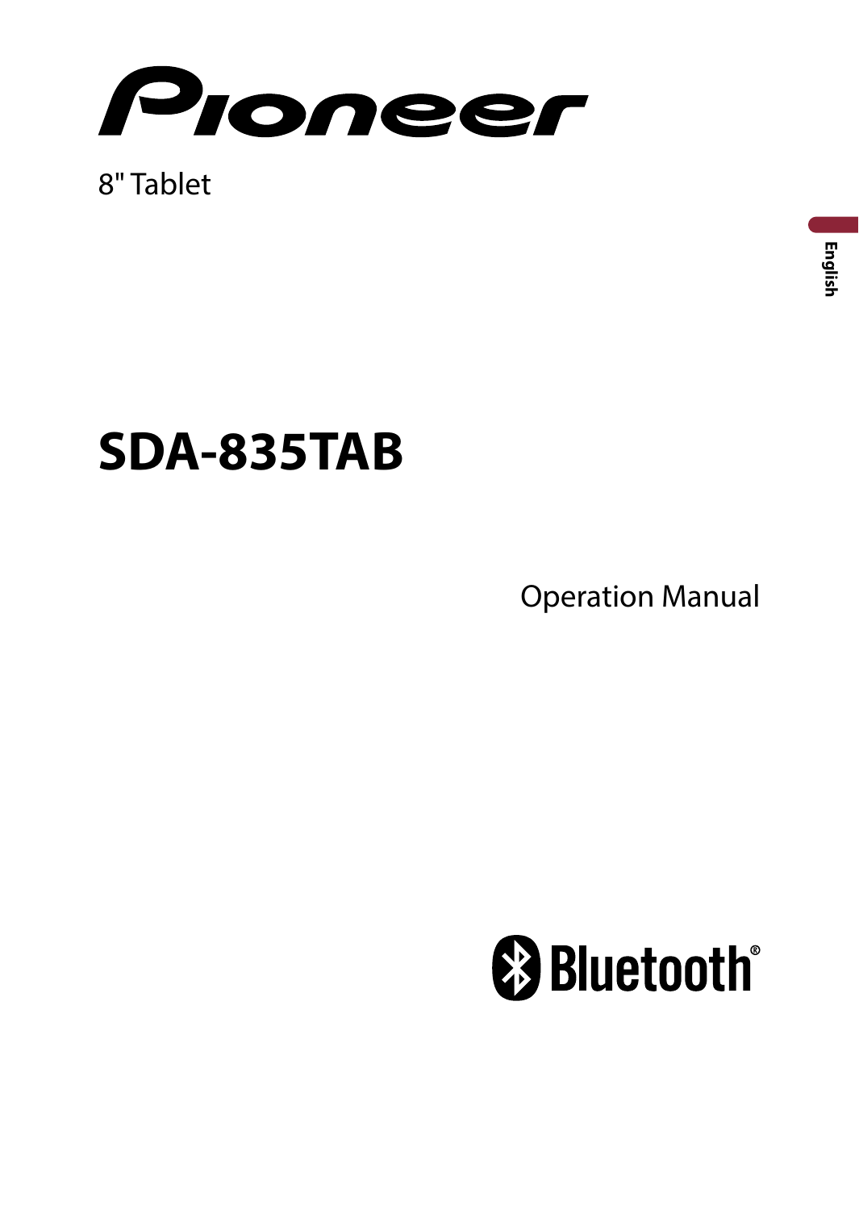Pioneer

8" Tablet

English

# SDA-835TAB

Operation Manual

Bluetooth®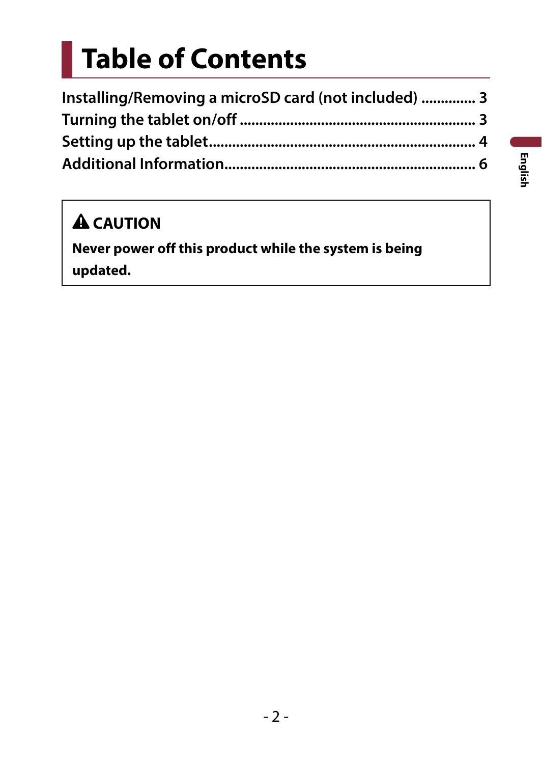# Table of Contents

Installing/Removing a microSD card (not included) .............. 3
Turning the tablet on/off ............................................................ 3
Setting up the tablet.................................................................... 4
Additional Information................................................................ 6

English

> **⚠ CAUTION**
>
> **Never power off this product while the system is being updated.**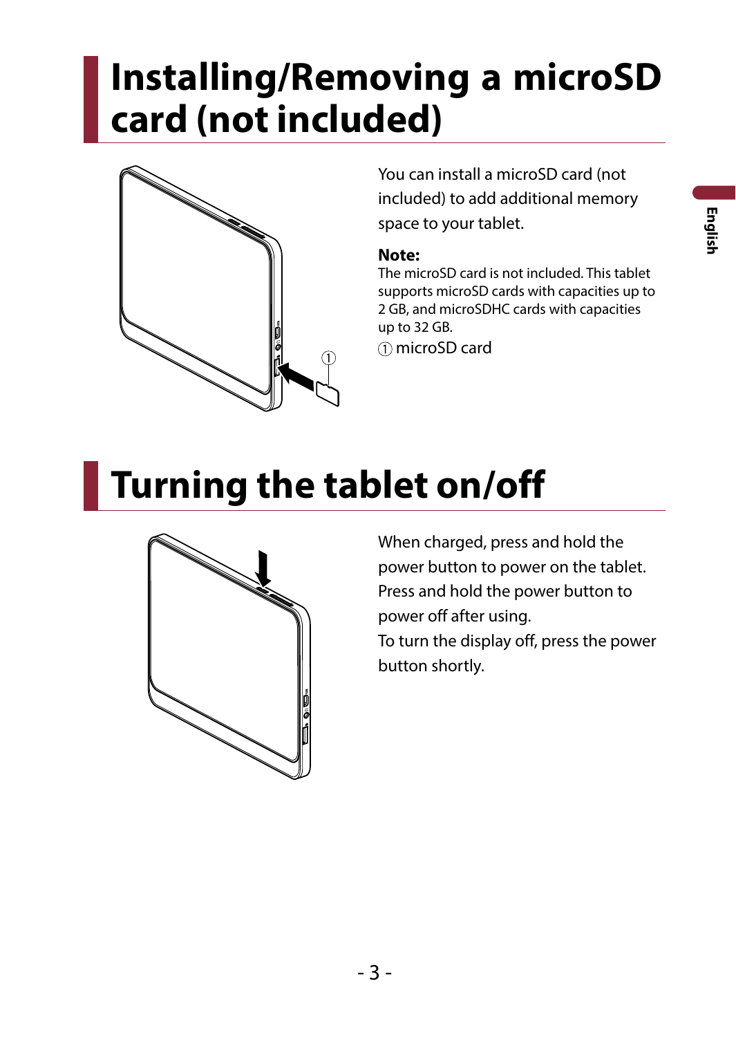# Installing/Removing a microSD card (not included)

You can install a microSD card (not included) to add additional memory space to your tablet.

**Note:**
The microSD card is not included. This tablet supports microSD cards with capacities up to 2 GB, and microSDHC cards with capacities up to 32 GB.

① microSD card

# Turning the tablet on/off

When charged, press and hold the power button to power on the tablet.
Press and hold the power button to power off after using.
To turn the display off, press the power button shortly.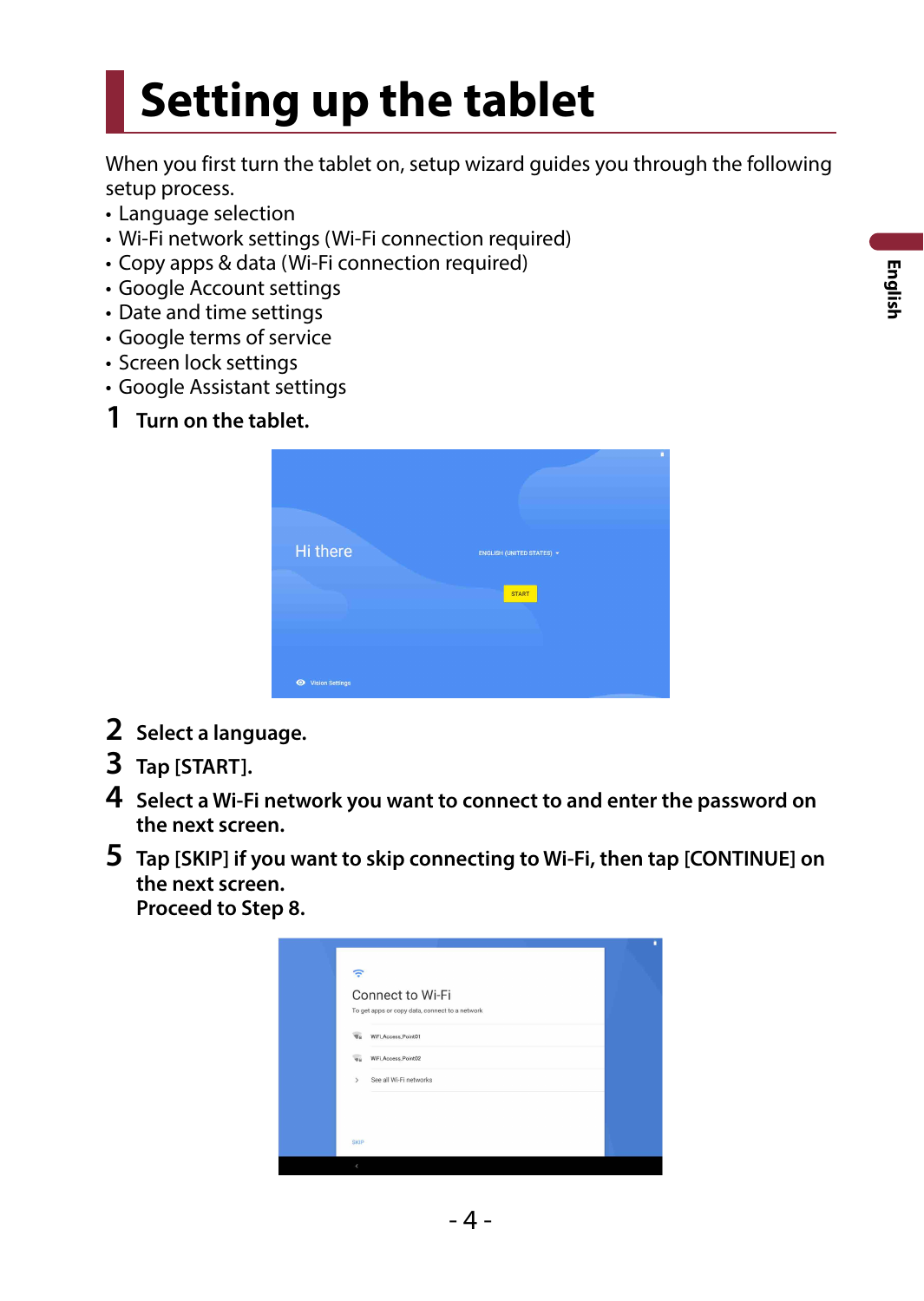# Setting up the tablet

When you first turn the tablet on, setup wizard guides you through the following setup process.

- Language selection
- Wi-Fi network settings (Wi-Fi connection required)
- Copy apps & data (Wi-Fi connection required)
- Google Account settings
- Date and time settings
- Google terms of service
- Screen lock settings
- Google Assistant settings

**1** **Turn on the tablet.**

**2** **Select a language.**

**3** **Tap [START].**

**4** **Select a Wi-Fi network you want to connect to and enter the password on the next screen.**

**5** **Tap [SKIP] if you want to skip connecting to Wi-Fi, then tap [CONTINUE] on the next screen.**
**Proceed to Step 8.**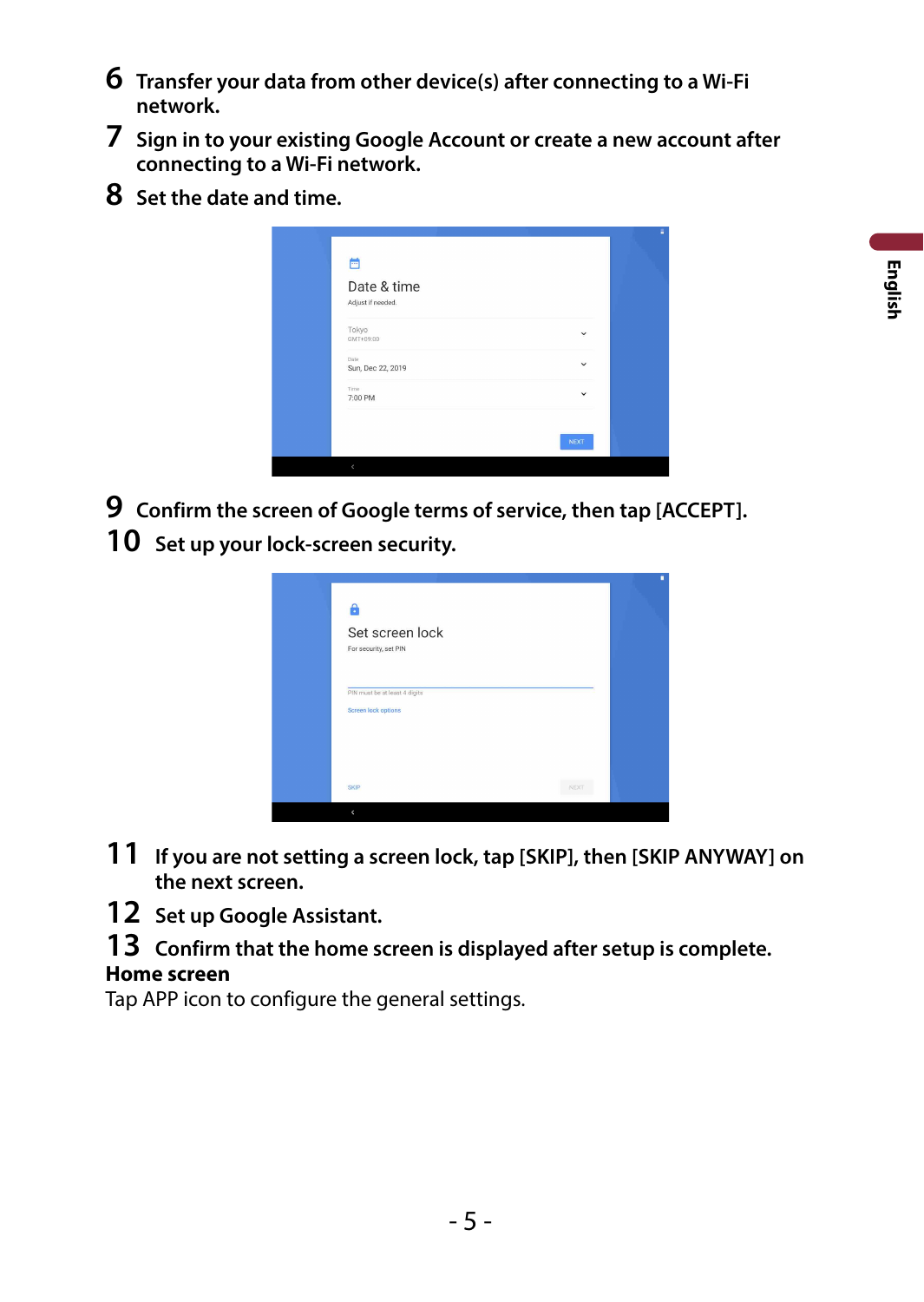6 **Transfer your data from other device(s) after connecting to a Wi-Fi network.**

7 **Sign in to your existing Google Account or create a new account after connecting to a Wi-Fi network.**

8 **Set the date and time.**

9 **Confirm the screen of Google terms of service, then tap [ACCEPT].**

10 **Set up your lock-screen security.**

11 **If you are not setting a screen lock, tap [SKIP], then [SKIP ANYWAY] on the next screen.**

12 **Set up Google Assistant.**

13 **Confirm that the home screen is displayed after setup is complete.**

**Home screen**

Tap APP icon to configure the general settings.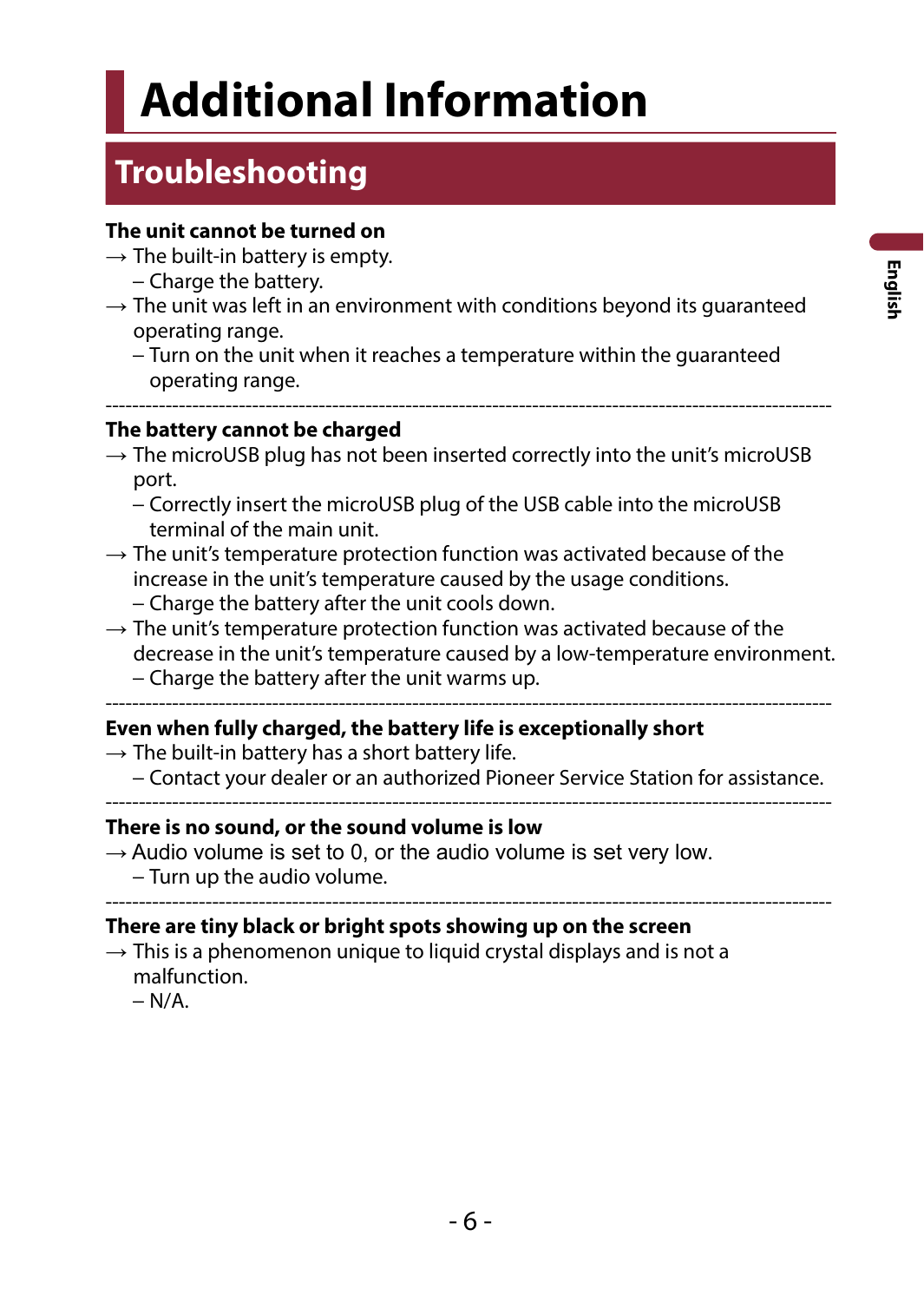# Additional Information

## Troubleshooting

**The unit cannot be turned on**

→ The built-in battery is empty.
  – Charge the battery.

→ The unit was left in an environment with conditions beyond its guaranteed operating range.
  – Turn on the unit when it reaches a temperature within the guaranteed operating range.

---

**The battery cannot be charged**

→ The microUSB plug has not been inserted correctly into the unit's microUSB port.
  – Correctly insert the microUSB plug of the USB cable into the microUSB terminal of the main unit.

→ The unit's temperature protection function was activated because of the increase in the unit's temperature caused by the usage conditions.
  – Charge the battery after the unit cools down.

→ The unit's temperature protection function was activated because of the decrease in the unit's temperature caused by a low-temperature environment.
  – Charge the battery after the unit warms up.

---

**Even when fully charged, the battery life is exceptionally short**

→ The built-in battery has a short battery life.
  – Contact your dealer or an authorized Pioneer Service Station for assistance.

---

**There is no sound, or the sound volume is low**

→ Audio volume is set to 0, or the audio volume is set very low.
  – Turn up the audio volume.

---

**There are tiny black or bright spots showing up on the screen**

→ This is a phenomenon unique to liquid crystal displays and is not a malfunction.
  – N/A.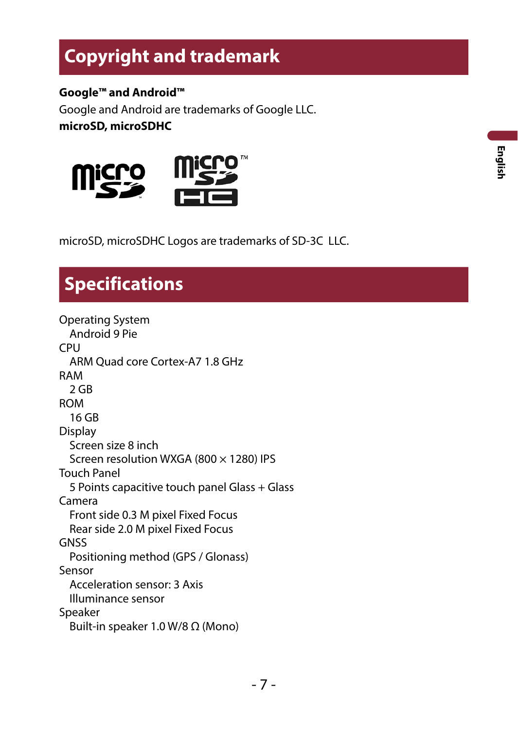# Copyright and trademark

**Google™ and Android™**

Google and Android are trademarks of Google LLC.

**microSD, microSDHC**

microSD, microSDHC Logos are trademarks of SD-3C LLC.

# Specifications

Operating System
  Android 9 Pie

CPU
  ARM Quad core Cortex-A7 1.8 GHz

RAM
  2 GB

ROM
  16 GB

Display
  Screen size 8 inch
  Screen resolution WXGA (800 × 1280) IPS

Touch Panel
  5 Points capacitive touch panel Glass + Glass

Camera
  Front side 0.3 M pixel Fixed Focus
  Rear side 2.0 M pixel Fixed Focus

GNSS
  Positioning method (GPS / Glonass)

Sensor
  Acceleration sensor: 3 Axis
  Illuminance sensor

Speaker
  Built-in speaker 1.0 W/8 Ω (Mono)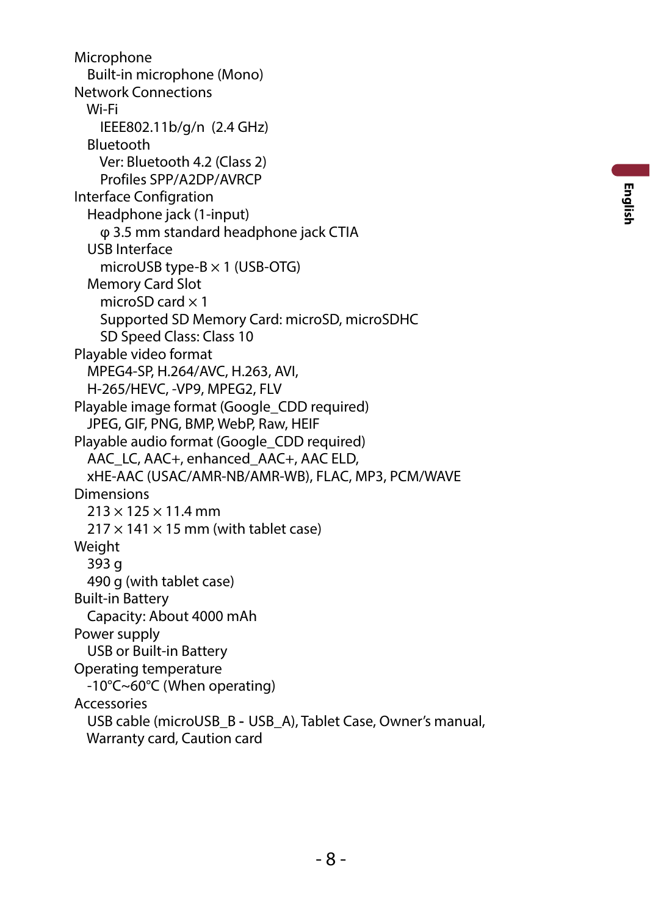Microphone
  Built-in microphone (Mono)

Network Connections
  Wi-Fi
    IEEE802.11b/g/n  (2.4 GHz)
  Bluetooth
    Ver: Bluetooth 4.2 (Class 2)
    Profiles SPP/A2DP/AVRCP

Interface Configration
  Headphone jack (1-input)
    φ 3.5 mm standard headphone jack CTIA
  USB Interface
    microUSB type-B × 1 (USB-OTG)
  Memory Card Slot
    microSD card × 1
    Supported SD Memory Card: microSD, microSDHC
    SD Speed Class: Class 10

Playable video format
  MPEG4-SP, H.264/AVC, H.263, AVI,
  H-265/HEVC, -VP9, MPEG2, FLV

Playable image format (Google_CDD required)
  JPEG, GIF, PNG, BMP, WebP, Raw, HEIF

Playable audio format (Google_CDD required)
  AAC_LC, AAC+, enhanced_AAC+, AAC ELD,
  xHE-AAC (USAC/AMR-NB/AMR-WB), FLAC, MP3, PCM/WAVE

Dimensions
  213 × 125 × 11.4 mm
  217 × 141 × 15 mm (with tablet case)

Weight
  393 g
  490 g (with tablet case)

Built-in Battery
  Capacity: About 4000 mAh

Power supply
  USB or Built-in Battery

Operating temperature
  -10°C~60°C (When operating)

Accessories
  USB cable (microUSB_B - USB_A), Tablet Case, Owner's manual,
  Warranty card, Caution card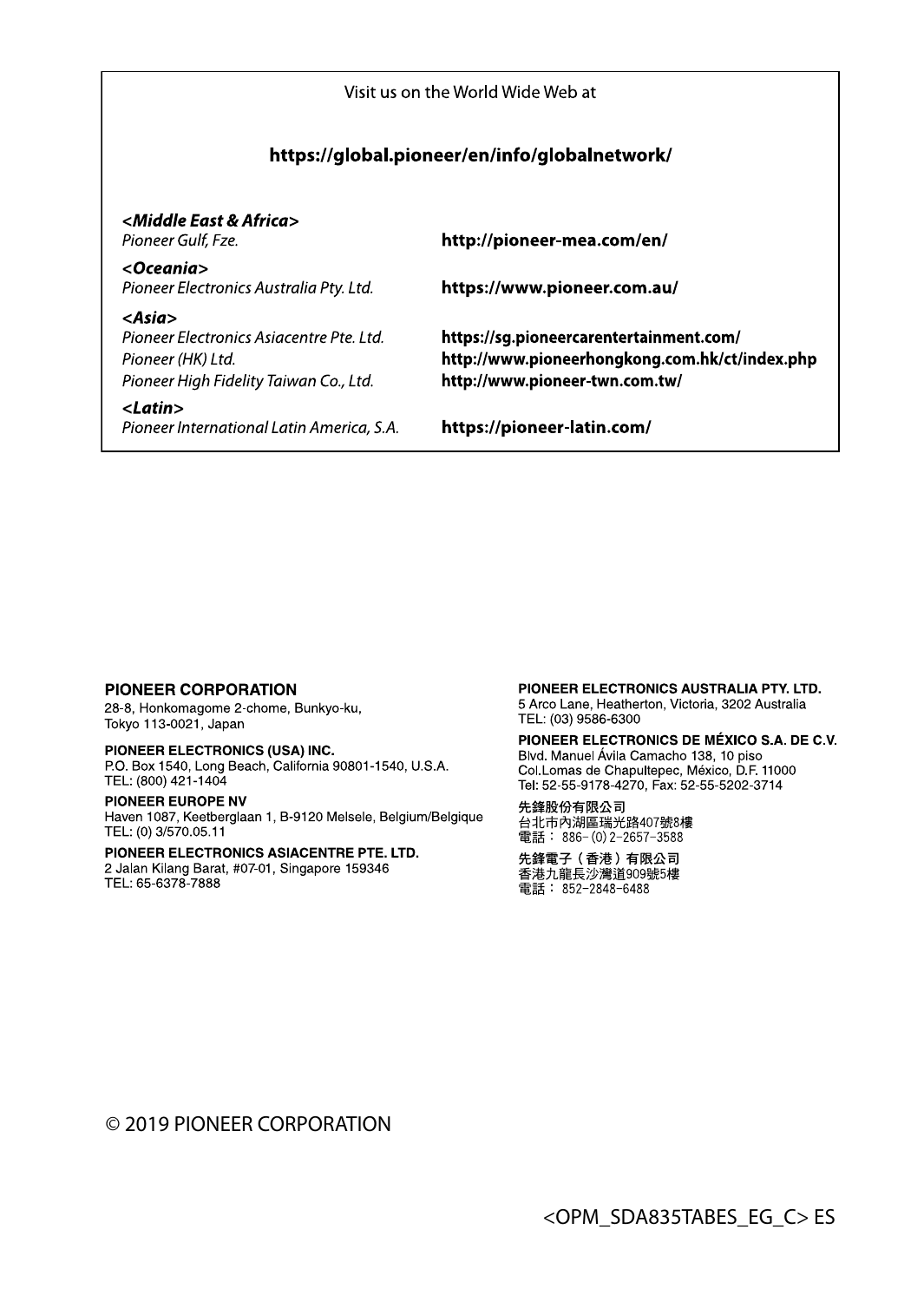Visit us on the World Wide Web at

**https://global.pioneer/en/info/globalnetwork/**

***<Middle East & Africa>***
*Pioneer Gulf, Fze.* **http://pioneer-mea.com/en/**

***<Oceania>***
*Pioneer Electronics Australia Pty. Ltd.* **https://www.pioneer.com.au/**

***<Asia>***
*Pioneer Electronics Asiacentre Pte. Ltd.* **https://sg.pioneercarentertainment.com/**
*Pioneer (HK) Ltd.* **http://www.pioneerhongkong.com.hk/ct/index.php**
*Pioneer High Fidelity Taiwan Co., Ltd.* **http://www.pioneer-twn.com.tw/**

***<Latin>***
*Pioneer International Latin America, S.A.* **https://pioneer-latin.com/**

**PIONEER CORPORATION**
28-8, Honkomagome 2-chome, Bunkyo-ku,
Tokyo 113-0021, Japan

**PIONEER ELECTRONICS (USA) INC.**
P.O. Box 1540, Long Beach, California 90801-1540, U.S.A.
TEL: (800) 421-1404

**PIONEER EUROPE NV**
Haven 1087, Keetberglaan 1, B-9120 Melsele, Belgium/Belgique
TEL: (0) 3/570.05.11

**PIONEER ELECTRONICS ASIACENTRE PTE. LTD.**
2 Jalan Kilang Barat, #07-01, Singapore 159346
TEL: 65-6378-7888

**PIONEER ELECTRONICS AUSTRALIA PTY. LTD.**
5 Arco Lane, Heatherton, Victoria, 3202 Australia
TEL: (03) 9586-6300

**PIONEER ELECTRONICS DE MÉXICO S.A. DE C.V.**
Blvd. Manuel Ávila Camacho 138, 10 piso
Col.Lomas de Chapultepec, México, D.F. 11000
Tel: 52-55-9178-4270, Fax: 52-55-5202-3714

**先鋒股份有限公司**
台北市內湖區瑞光路407號8樓
電話： 886-(0)2-2657-3588

**先鋒電子（香港）有限公司**
香港九龍長沙灣道909號5樓
電話： 852-2848-6488

© 2019 PIONEER CORPORATION

<OPM_SDA835TABES_EG_C> ES